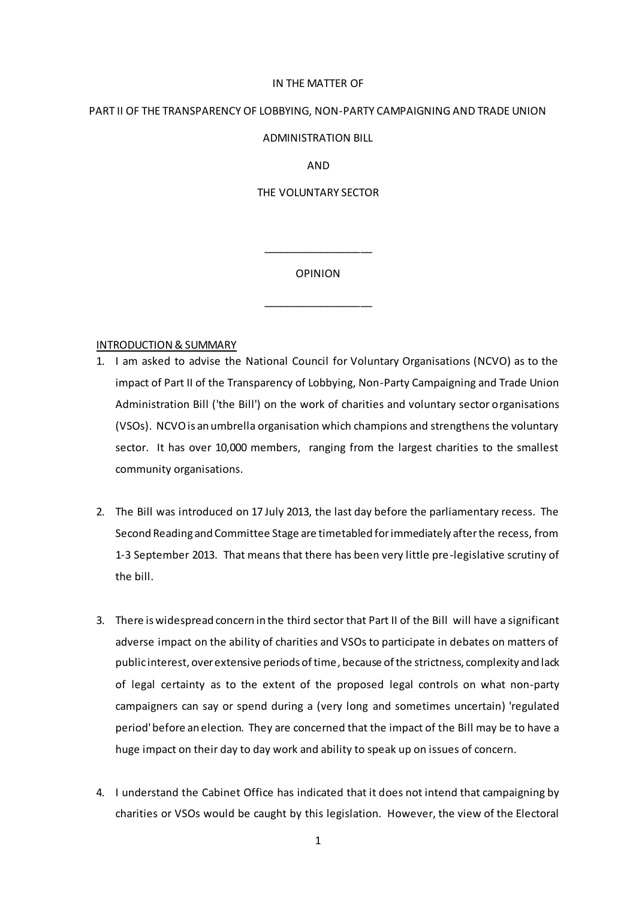IN THE MATTER OF

PART II OF THE TRANSPARENCY OF LOBBYING, NON-PARTY CAMPAIGNING AND TRADE UNION ADMINISTRATION BILL

AND

THE VOLUNTARY SECTOR

---

OPINION

---

INTRODUCTION & SUMMARY

1. I am asked to advise the National Council for Voluntary Organisations (NCVO) as to the impact of Part II of the Transparency of Lobbying, Non-Party Campaigning and Trade Union Administration Bill ('the Bill') on the work of charities and voluntary sector organisations (VSOs). NCVO is an umbrella organisation which champions and strengthens the voluntary sector. It has over 10,000 members, ranging from the largest charities to the smallest community organisations.

2. The Bill was introduced on 17 July 2013, the last day before the parliamentary recess. The Second Reading and Committee Stage are timetabled for immediately after the recess, from 1-3 September 2013. That means that there has been very little pre-legislative scrutiny of the bill.

3. There is widespread concern in the third sector that Part II of the Bill will have a significant adverse impact on the ability of charities and VSOs to participate in debates on matters of public interest, over extensive periods of time, because of the strictness, complexity and lack of legal certainty as to the extent of the proposed legal controls on what non-party campaigners can say or spend during a (very long and sometimes uncertain) 'regulated period' before an election. They are concerned that the impact of the Bill may be to have a huge impact on their day to day work and ability to speak up on issues of concern.

4. I understand the Cabinet Office has indicated that it does not intend that campaigning by charities or VSOs would be caught by this legislation. However, the view of the Electoral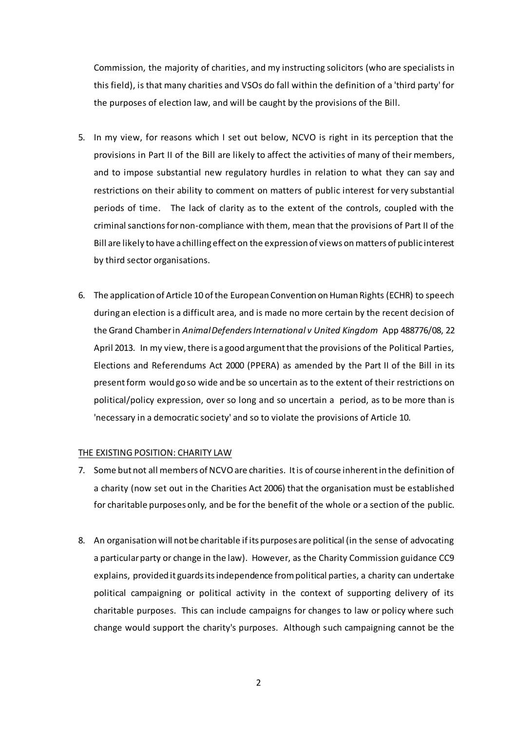Commission, the majority of charities, and my instructing solicitors (who are specialists in this field), is that many charities and VSOs do fall within the definition of a 'third party' for the purposes of election law, and will be caught by the provisions of the Bill.

5. In my view, for reasons which I set out below, NCVO is right in its perception that the provisions in Part II of the Bill are likely to affect the activities of many of their members, and to impose substantial new regulatory hurdles in relation to what they can say and restrictions on their ability to comment on matters of public interest for very substantial periods of time. The lack of clarity as to the extent of the controls, coupled with the criminal sanctions for non-compliance with them, mean that the provisions of Part II of the Bill are likely to have a chilling effect on the expression of views on matters of public interest by third sector organisations.

6. The application of Article 10 of the European Convention on Human Rights (ECHR) to speech during an election is a difficult area, and is made no more certain by the recent decision of the Grand Chamber in *Animal Defenders International v United Kingdom* App 488776/08, 22 April 2013. In my view, there is a good argument that the provisions of the Political Parties, Elections and Referendums Act 2000 (PPERA) as amended by the Part II of the Bill in its present form would go so wide and be so uncertain as to the extent of their restrictions on political/policy expression, over so long and so uncertain a period, as to be more than is 'necessary in a democratic society' and so to violate the provisions of Article 10.

<u>THE EXISTING POSITION: CHARITY LAW</u>

7. Some but not all members of NCVO are charities. It is of course inherent in the definition of a charity (now set out in the Charities Act 2006) that the organisation must be established for charitable purposes only, and be for the benefit of the whole or a section of the public.

8. An organisation will not be charitable if its purposes are political (in the sense of advocating a particular party or change in the law). However, as the Charity Commission guidance CC9 explains, provided it guards its independence from political parties, a charity can undertake political campaigning or political activity in the context of supporting delivery of its charitable purposes. This can include campaigns for changes to law or policy where such change would support the charity's purposes. Although such campaigning cannot be the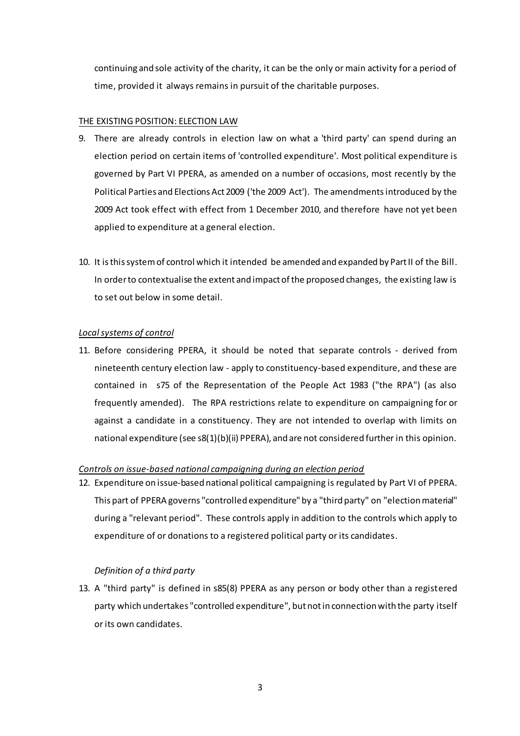continuing and sole activity of the charity, it can be the only or main activity for a period of time, provided it always remains in pursuit of the charitable purposes.

<u>THE EXISTING POSITION: ELECTION LAW</u>

9. There are already controls in election law on what a 'third party' can spend during an election period on certain items of 'controlled expenditure'. Most political expenditure is governed by Part VI PPERA, as amended on a number of occasions, most recently by the Political Parties and Elections Act 2009 ('the 2009 Act'). The amendments introduced by the 2009 Act took effect with effect from 1 December 2010, and therefore have not yet been applied to expenditure at a general election.

10. It is this system of control which it intended be amended and expanded by Part II of the Bill. In order to contextualise the extent and impact of the proposed changes, the existing law is to set out below in some detail.

*<u>Local systems of control</u>*

11. Before considering PPERA, it should be noted that separate controls - derived from nineteenth century election law - apply to constituency-based expenditure, and these are contained in s75 of the Representation of the People Act 1983 ("the RPA") (as also frequently amended). The RPA restrictions relate to expenditure on campaigning for or against a candidate in a constituency. They are not intended to overlap with limits on national expenditure (see s8(1)(b)(ii) PPERA), and are not considered further in this opinion.

*<u>Controls on issue-based national campaigning during an election period</u>*

12. Expenditure on issue-based national political campaigning is regulated by Part VI of PPERA. This part of PPERA governs "controlled expenditure" by a "third party" on "election material" during a "relevant period". These controls apply in addition to the controls which apply to expenditure of or donations to a registered political party or its candidates.

*Definition of a third party*

13. A "third party" is defined in s85(8) PPERA as any person or body other than a registered party which undertakes "controlled expenditure", but not in connection with the party itself or its own candidates.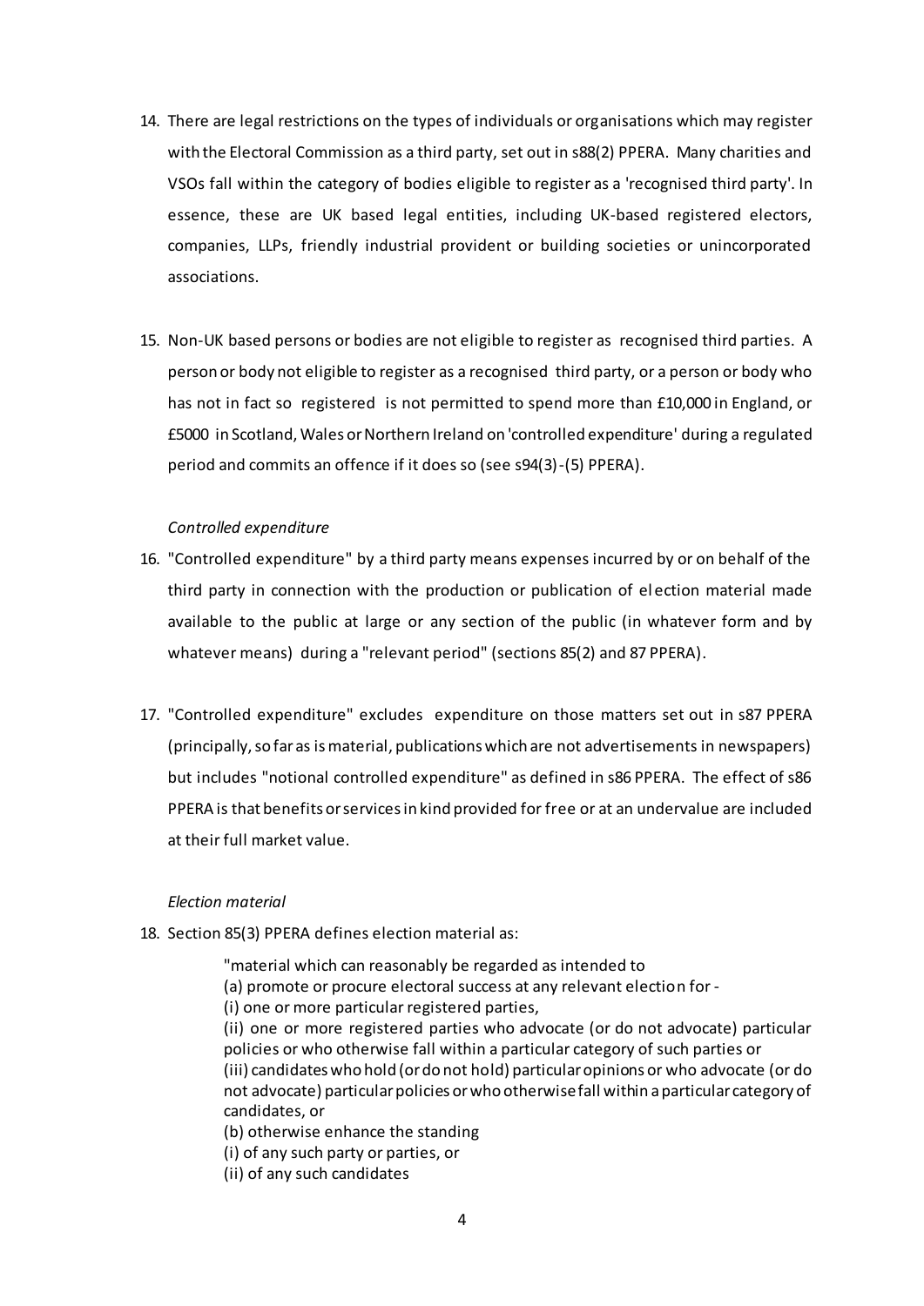14. There are legal restrictions on the types of individuals or organisations which may register with the Electoral Commission as a third party, set out in s88(2) PPERA. Many charities and VSOs fall within the category of bodies eligible to register as a 'recognised third party'. In essence, these are UK based legal entities, including UK-based registered electors, companies, LLPs, friendly industrial provident or building societies or unincorporated associations.

15. Non-UK based persons or bodies are not eligible to register as recognised third parties. A person or body not eligible to register as a recognised third party, or a person or body who has not in fact so registered is not permitted to spend more than £10,000 in England, or £5000 in Scotland, Wales or Northern Ireland on 'controlled expenditure' during a regulated period and commits an offence if it does so (see s94(3)-(5) PPERA).

*Controlled expenditure*

16. "Controlled expenditure" by a third party means expenses incurred by or on behalf of the third party in connection with the production or publication of election material made available to the public at large or any section of the public (in whatever form and by whatever means) during a "relevant period" (sections 85(2) and 87 PPERA).

17. "Controlled expenditure" excludes expenditure on those matters set out in s87 PPERA (principally, so far as is material, publications which are not advertisements in newspapers) but includes "notional controlled expenditure" as defined in s86 PPERA. The effect of s86 PPERA is that benefits or services in kind provided for free or at an undervalue are included at their full market value.

*Election material*

18. Section 85(3) PPERA defines election material as:

> "material which can reasonably be regarded as intended to
> (a) promote or procure electoral success at any relevant election for -
> (i) one or more particular registered parties,
> (ii) one or more registered parties who advocate (or do not advocate) particular policies or who otherwise fall within a particular category of such parties or
> (iii) candidates who hold (or do not hold) particular opinions or who advocate (or do not advocate) particular policies or who otherwise fall within a particular category of candidates, or
> (b) otherwise enhance the standing
> (i) of any such party or parties, or
> (ii) of any such candidates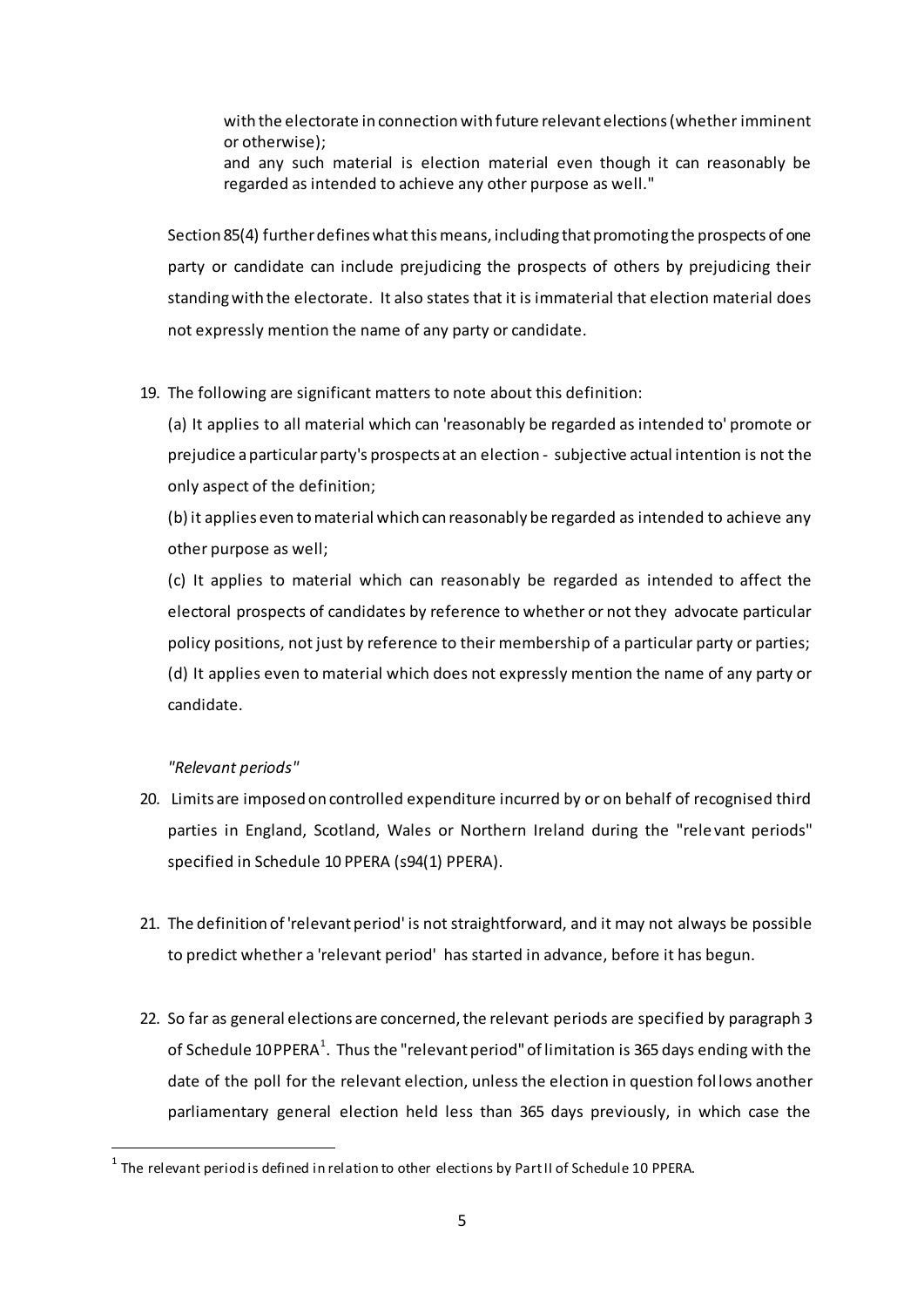> with the electorate in connection with future relevant elections (whether imminent or otherwise);
>
> and any such material is election material even though it can reasonably be regarded as intended to achieve any other purpose as well."

Section 85(4) further defines what this means, including that promoting the prospects of one party or candidate can include prejudicing the prospects of others by prejudicing their standing with the electorate. It also states that it is immaterial that election material does not expressly mention the name of any party or candidate.

19. The following are significant matters to note about this definition:

   (a) It applies to all material which can 'reasonably be regarded as intended to' promote or prejudice a particular party's prospects at an election - subjective actual intention is not the only aspect of the definition;

   (b) it applies even to material which can reasonably be regarded as intended to achieve any other purpose as well;

   (c) It applies to material which can reasonably be regarded as intended to affect the electoral prospects of candidates by reference to whether or not they advocate particular policy positions, not just by reference to their membership of a particular party or parties;

   (d) It applies even to material which does not expressly mention the name of any party or candidate.

*"Relevant periods"*

20. Limits are imposed on controlled expenditure incurred by or on behalf of recognised third parties in England, Scotland, Wales or Northern Ireland during the "relevant periods" specified in Schedule 10 PPERA (s94(1) PPERA).

21. The definition of 'relevant period' is not straightforward, and it may not always be possible to predict whether a 'relevant period' has started in advance, before it has begun.

22. So far as general elections are concerned, the relevant periods are specified by paragraph 3 of Schedule 10 PPERA[1]. Thus the "relevant period" of limitation is 365 days ending with the date of the poll for the relevant election, unless the election in question follows another parliamentary general election held less than 365 days previously, in which case the

---

[1] The relevant period is defined in relation to other elections by Part II of Schedule 10 PPERA.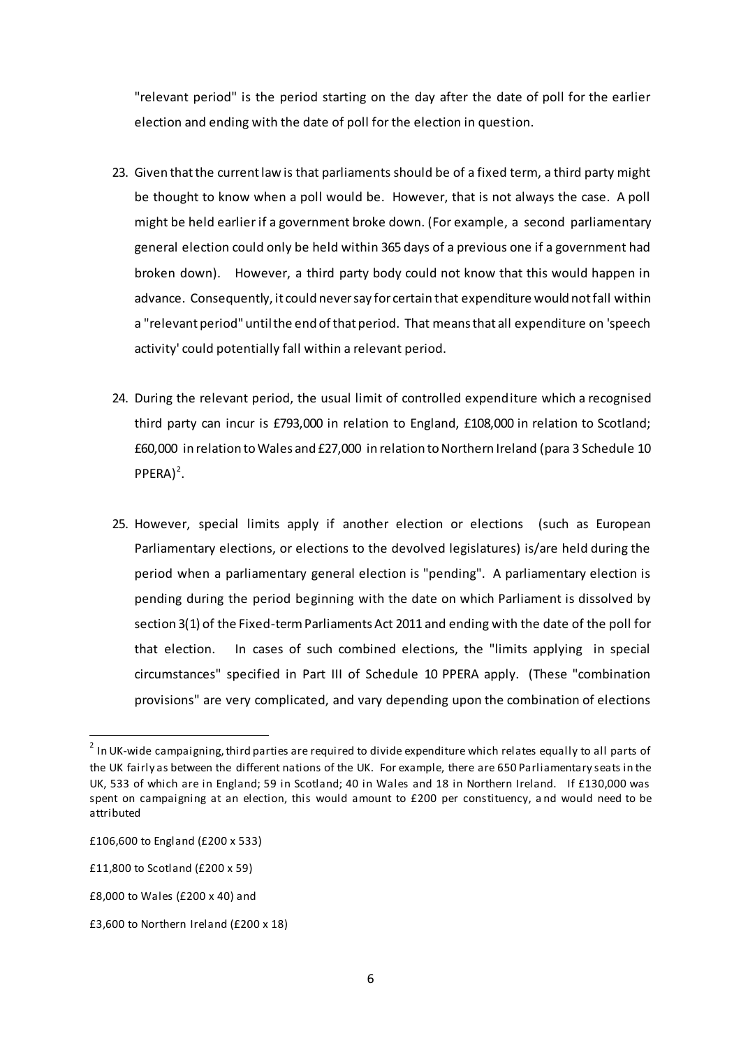"relevant period" is the period starting on the day after the date of poll for the earlier election and ending with the date of poll for the election in question.

23. Given that the current law is that parliaments should be of a fixed term, a third party might be thought to know when a poll would be. However, that is not always the case. A poll might be held earlier if a government broke down. (For example, a second parliamentary general election could only be held within 365 days of a previous one if a government had broken down). However, a third party body could not know that this would happen in advance. Consequently, it could never say for certain that expenditure would not fall within a "relevant period" until the end of that period. That means that all expenditure on 'speech activity' could potentially fall within a relevant period.

24. During the relevant period, the usual limit of controlled expenditure which a recognised third party can incur is £793,000 in relation to England, £108,000 in relation to Scotland; £60,000 in relation to Wales and £27,000 in relation to Northern Ireland (para 3 Schedule 10 PPERA)[2].

25. However, special limits apply if another election or elections (such as European Parliamentary elections, or elections to the devolved legislatures) is/are held during the period when a parliamentary general election is "pending". A parliamentary election is pending during the period beginning with the date on which Parliament is dissolved by section 3(1) of the Fixed-term Parliaments Act 2011 and ending with the date of the poll for that election. In cases of such combined elections, the "limits applying in special circumstances" specified in Part III of Schedule 10 PPERA apply. (These "combination provisions" are very complicated, and vary depending upon the combination of elections

---

[2] In UK-wide campaigning, third parties are required to divide expenditure which relates equally to all parts of the UK fairly as between the different nations of the UK. For example, there are 650 Parliamentary seats in the UK, 533 of which are in England; 59 in Scotland; 40 in Wales and 18 in Northern Ireland. If £130,000 was spent on campaigning at an election, this would amount to £200 per constituency, and would need to be attributed

£106,600 to England (£200 x 533)

£11,800 to Scotland (£200 x 59)

£8,000 to Wales (£200 x 40) and

£3,600 to Northern Ireland (£200 x 18)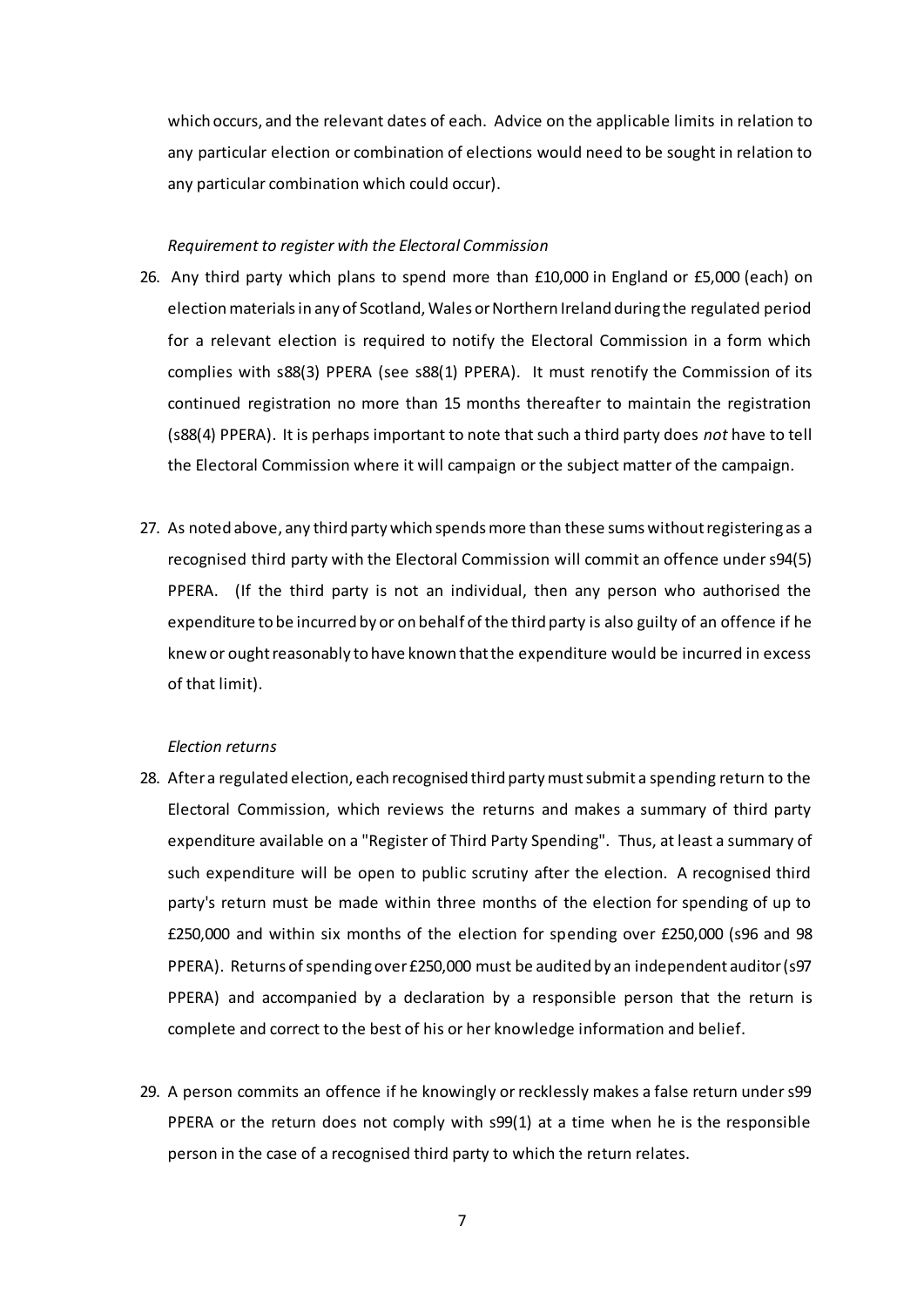which occurs, and the relevant dates of each. Advice on the applicable limits in relation to any particular election or combination of elections would need to be sought in relation to any particular combination which could occur).

*Requirement to register with the Electoral Commission*

26. Any third party which plans to spend more than £10,000 in England or £5,000 (each) on election materials in any of Scotland, Wales or Northern Ireland during the regulated period for a relevant election is required to notify the Electoral Commission in a form which complies with s88(3) PPERA (see s88(1) PPERA). It must renotify the Commission of its continued registration no more than 15 months thereafter to maintain the registration (s88(4) PPERA). It is perhaps important to note that such a third party does *not* have to tell the Electoral Commission where it will campaign or the subject matter of the campaign.

27. As noted above, any third party which spends more than these sums without registering as a recognised third party with the Electoral Commission will commit an offence under s94(5) PPERA. (If the third party is not an individual, then any person who authorised the expenditure to be incurred by or on behalf of the third party is also guilty of an offence if he knew or ought reasonably to have known that the expenditure would be incurred in excess of that limit).

*Election returns*

28. After a regulated election, each recognised third party must submit a spending return to the Electoral Commission, which reviews the returns and makes a summary of third party expenditure available on a "Register of Third Party Spending". Thus, at least a summary of such expenditure will be open to public scrutiny after the election. A recognised third party's return must be made within three months of the election for spending of up to £250,000 and within six months of the election for spending over £250,000 (s96 and 98 PPERA). Returns of spending over £250,000 must be audited by an independent auditor (s97 PPERA) and accompanied by a declaration by a responsible person that the return is complete and correct to the best of his or her knowledge information and belief.

29. A person commits an offence if he knowingly or recklessly makes a false return under s99 PPERA or the return does not comply with s99(1) at a time when he is the responsible person in the case of a recognised third party to which the return relates.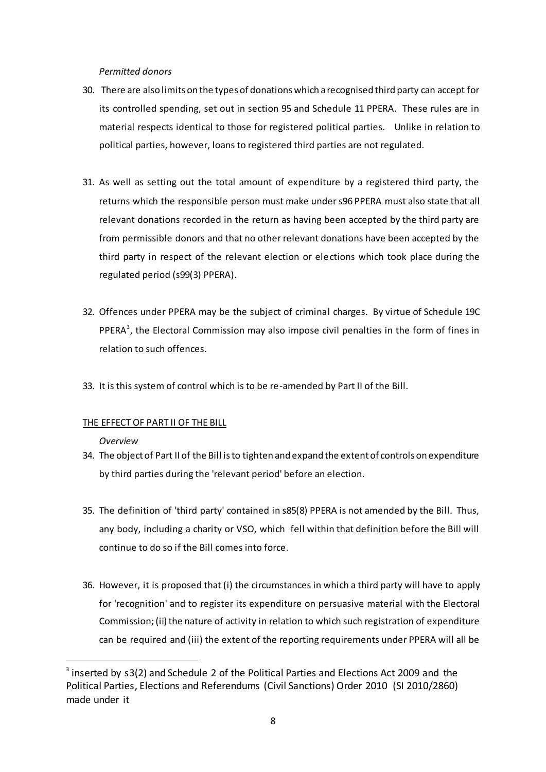*Permitted donors*

30. There are also limits on the types of donations which a recognised third party can accept for its controlled spending, set out in section 95 and Schedule 11 PPERA. These rules are in material respects identical to those for registered political parties. Unlike in relation to political parties, however, loans to registered third parties are not regulated.

31. As well as setting out the total amount of expenditure by a registered third party, the returns which the responsible person must make under s96 PPERA must also state that all relevant donations recorded in the return as having been accepted by the third party are from permissible donors and that no other relevant donations have been accepted by the third party in respect of the relevant election or elections which took place during the regulated period (s99(3) PPERA).

32. Offences under PPERA may be the subject of criminal charges. By virtue of Schedule 19C PPERA[3], the Electoral Commission may also impose civil penalties in the form of fines in relation to such offences.

33. It is this system of control which is to be re-amended by Part II of the Bill.

## THE EFFECT OF PART II OF THE BILL

*Overview*

34. The object of Part II of the Bill is to tighten and expand the extent of controls on expenditure by third parties during the 'relevant period' before an election.

35. The definition of 'third party' contained in s85(8) PPERA is not amended by the Bill. Thus, any body, including a charity or VSO, which fell within that definition before the Bill will continue to do so if the Bill comes into force.

36. However, it is proposed that (i) the circumstances in which a third party will have to apply for 'recognition' and to register its expenditure on persuasive material with the Electoral Commission; (ii) the nature of activity in relation to which such registration of expenditure can be required and (iii) the extent of the reporting requirements under PPERA will all be

---

[3] inserted by s3(2) and Schedule 2 of the Political Parties and Elections Act 2009 and the Political Parties, Elections and Referendums (Civil Sanctions) Order 2010 (SI 2010/2860) made under it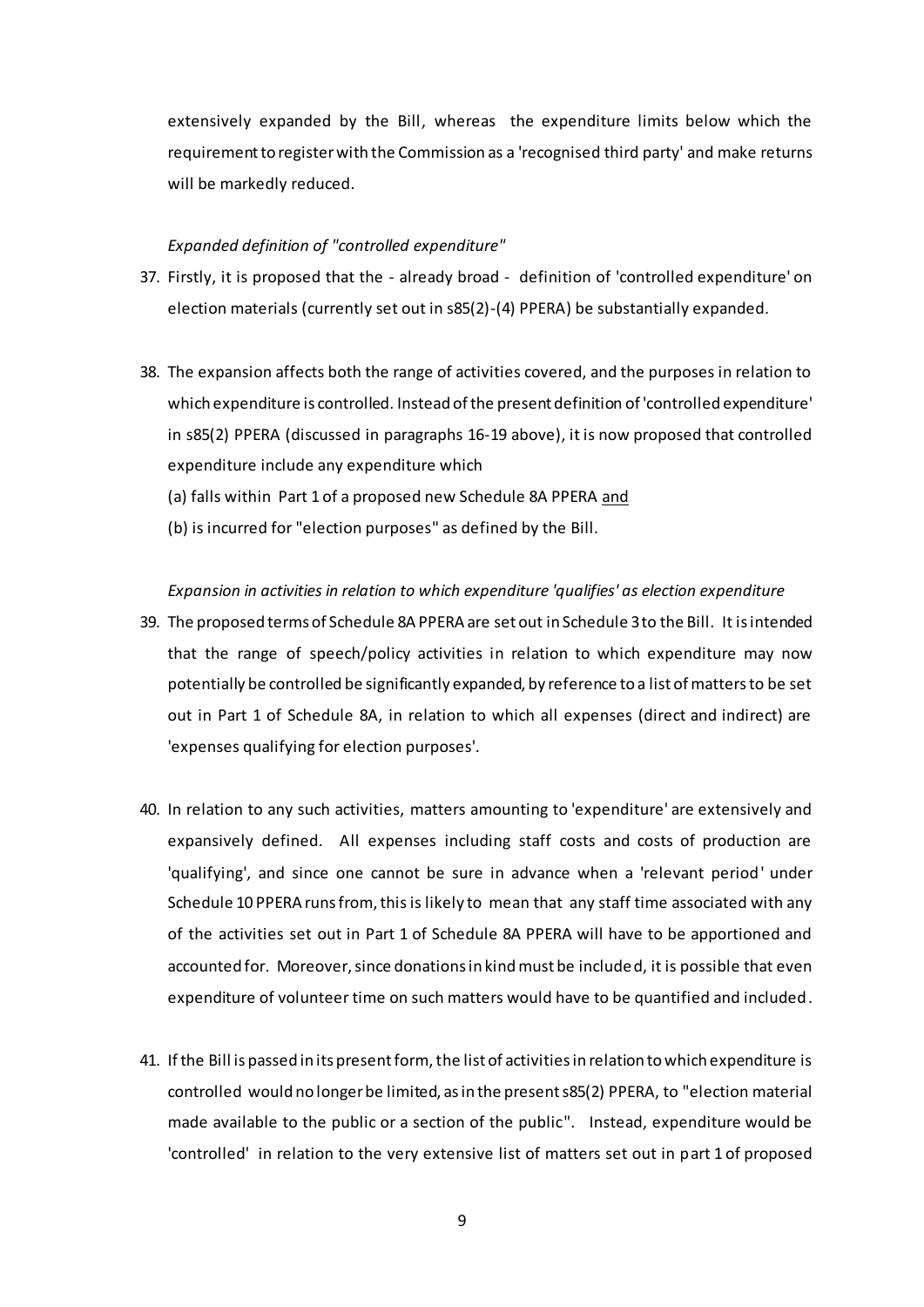extensively expanded by the Bill, whereas the expenditure limits below which the requirement to register with the Commission as a 'recognised third party' and make returns will be markedly reduced.

*Expanded definition of "controlled expenditure"*

37. Firstly, it is proposed that the - already broad - definition of 'controlled expenditure' on election materials (currently set out in s85(2)-(4) PPERA) be substantially expanded.

38. The expansion affects both the range of activities covered, and the purposes in relation to which expenditure is controlled. Instead of the present definition of 'controlled expenditure' in s85(2) PPERA (discussed in paragraphs 16-19 above), it is now proposed that controlled expenditure include any expenditure which

    (a) falls within Part 1 of a proposed new Schedule 8A PPERA <u>and</u>

    (b) is incurred for "election purposes" as defined by the Bill.

*Expansion in activities in relation to which expenditure 'qualifies' as election expenditure*

39. The proposed terms of Schedule 8A PPERA are set out in Schedule 3 to the Bill. It is intended that the range of speech/policy activities in relation to which expenditure may now potentially be controlled be significantly expanded, by reference to a list of matters to be set out in Part 1 of Schedule 8A, in relation to which all expenses (direct and indirect) are 'expenses qualifying for election purposes'.

40. In relation to any such activities, matters amounting to 'expenditure' are extensively and expansively defined. All expenses including staff costs and costs of production are 'qualifying', and since one cannot be sure in advance when a 'relevant period' under Schedule 10 PPERA runs from, this is likely to mean that any staff time associated with any of the activities set out in Part 1 of Schedule 8A PPERA will have to be apportioned and accounted for. Moreover, since donations in kind must be included, it is possible that even expenditure of volunteer time on such matters would have to be quantified and included.

41. If the Bill is passed in its present form, the list of activities in relation to which expenditure is controlled would no longer be limited, as in the present s85(2) PPERA, to "election material made available to the public or a section of the public". Instead, expenditure would be 'controlled' in relation to the very extensive list of matters set out in part 1 of proposed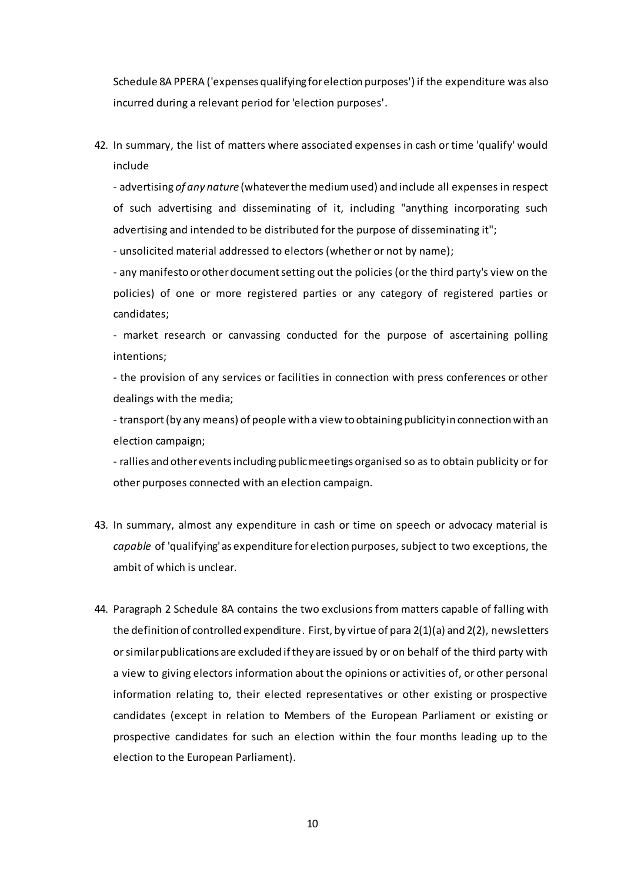Schedule 8A PPERA ('expenses qualifying for election purposes') if the expenditure was also incurred during a relevant period for 'election purposes'.

42. In summary, the list of matters where associated expenses in cash or time 'qualify' would include

    - advertising *of any nature* (whatever the medium used) and include all expenses in respect of such advertising and disseminating of it, including "anything incorporating such advertising and intended to be distributed for the purpose of disseminating it";
    - unsolicited material addressed to electors (whether or not by name);
    - any manifesto or other document setting out the policies (or the third party's view on the policies) of one or more registered parties or any category of registered parties or candidates;
    - market research or canvassing conducted for the purpose of ascertaining polling intentions;
    - the provision of any services or facilities in connection with press conferences or other dealings with the media;
    - transport (by any means) of people with a view to obtaining publicity in connection with an election campaign;
    - rallies and other events including public meetings organised so as to obtain publicity or for other purposes connected with an election campaign.

43. In summary, almost any expenditure in cash or time on speech or advocacy material is *capable* of 'qualifying' as expenditure for election purposes, subject to two exceptions, the ambit of which is unclear.

44. Paragraph 2 Schedule 8A contains the two exclusions from matters capable of falling with the definition of controlled expenditure. First, by virtue of para 2(1)(a) and 2(2), newsletters or similar publications are excluded if they are issued by or on behalf of the third party with a view to giving electors information about the opinions or activities of, or other personal information relating to, their elected representatives or other existing or prospective candidates (except in relation to Members of the European Parliament or existing or prospective candidates for such an election within the four months leading up to the election to the European Parliament).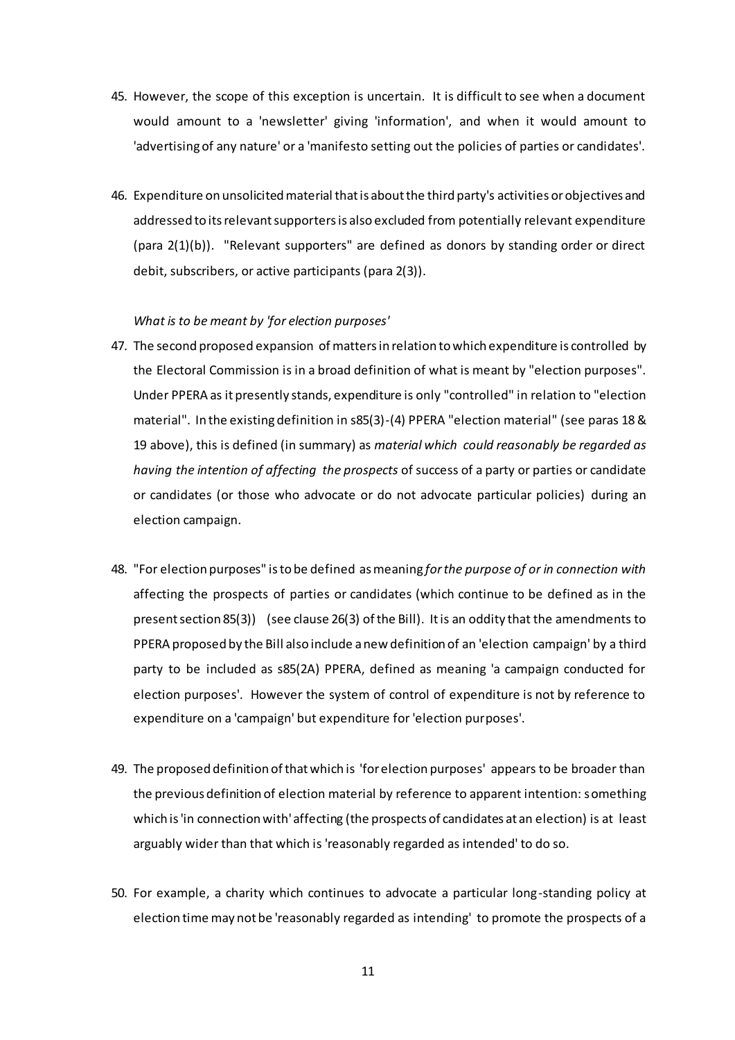45. However, the scope of this exception is uncertain. It is difficult to see when a document would amount to a 'newsletter' giving 'information', and when it would amount to 'advertising of any nature' or a 'manifesto setting out the policies of parties or candidates'.

46. Expenditure on unsolicited material that is about the third party's activities or objectives and addressed to its relevant supporters is also excluded from potentially relevant expenditure (para 2(1)(b)). "Relevant supporters" are defined as donors by standing order or direct debit, subscribers, or active participants (para 2(3)).

*What is to be meant by 'for election purposes'*

47. The second proposed expansion of matters in relation to which expenditure is controlled by the Electoral Commission is in a broad definition of what is meant by "election purposes". Under PPERA as it presently stands, expenditure is only "controlled" in relation to "election material". In the existing definition in s85(3)-(4) PPERA "election material" (see paras 18 & 19 above), this is defined (in summary) as *material which could reasonably be regarded as having the intention of affecting the prospects* of success of a party or parties or candidate or candidates (or those who advocate or do not advocate particular policies) during an election campaign.

48. "For election purposes" is to be defined as meaning *for the purpose of or in connection with* affecting the prospects of parties or candidates (which continue to be defined as in the present section 85(3)) (see clause 26(3) of the Bill). It is an oddity that the amendments to PPERA proposed by the Bill also include a new definition of an 'election campaign' by a third party to be included as s85(2A) PPERA, defined as meaning 'a campaign conducted for election purposes'. However the system of control of expenditure is not by reference to expenditure on a 'campaign' but expenditure for 'election purposes'.

49. The proposed definition of that which is 'for election purposes' appears to be broader than the previous definition of election material by reference to apparent intention: something which is 'in connection with' affecting (the prospects of candidates at an election) is at least arguably wider than that which is 'reasonably regarded as intended' to do so.

50. For example, a charity which continues to advocate a particular long-standing policy at election time may not be 'reasonably regarded as intending' to promote the prospects of a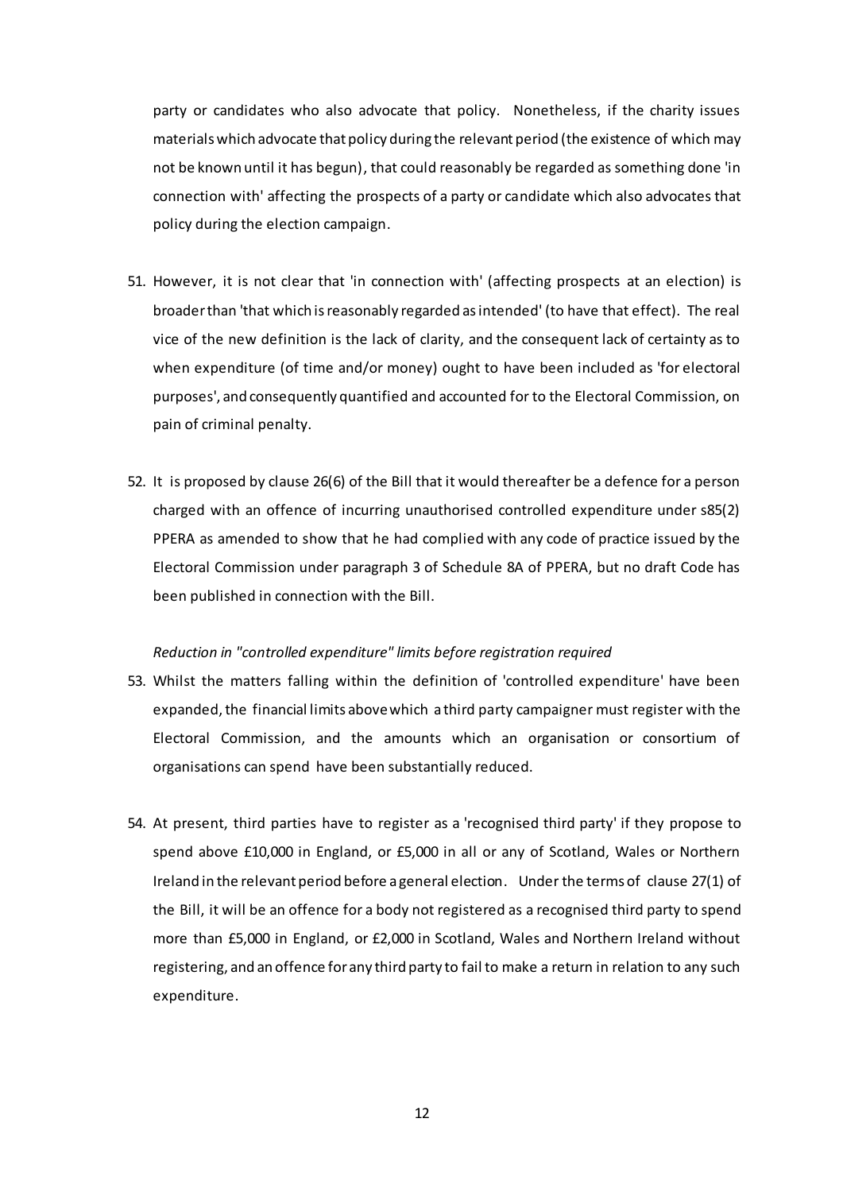party or candidates who also advocate that policy. Nonetheless, if the charity issues materials which advocate that policy during the relevant period (the existence of which may not be known until it has begun), that could reasonably be regarded as something done 'in connection with' affecting the prospects of a party or candidate which also advocates that policy during the election campaign.

51. However, it is not clear that 'in connection with' (affecting prospects at an election) is broader than 'that which is reasonably regarded as intended' (to have that effect). The real vice of the new definition is the lack of clarity, and the consequent lack of certainty as to when expenditure (of time and/or money) ought to have been included as 'for electoral purposes', and consequently quantified and accounted for to the Electoral Commission, on pain of criminal penalty.

52. It is proposed by clause 26(6) of the Bill that it would thereafter be a defence for a person charged with an offence of incurring unauthorised controlled expenditure under s85(2) PPERA as amended to show that he had complied with any code of practice issued by the Electoral Commission under paragraph 3 of Schedule 8A of PPERA, but no draft Code has been published in connection with the Bill.

*Reduction in "controlled expenditure" limits before registration required*

53. Whilst the matters falling within the definition of 'controlled expenditure' have been expanded, the financial limits above which a third party campaigner must register with the Electoral Commission, and the amounts which an organisation or consortium of organisations can spend have been substantially reduced.

54. At present, third parties have to register as a 'recognised third party' if they propose to spend above £10,000 in England, or £5,000 in all or any of Scotland, Wales or Northern Ireland in the relevant period before a general election. Under the terms of clause 27(1) of the Bill, it will be an offence for a body not registered as a recognised third party to spend more than £5,000 in England, or £2,000 in Scotland, Wales and Northern Ireland without registering, and an offence for any third party to fail to make a return in relation to any such expenditure.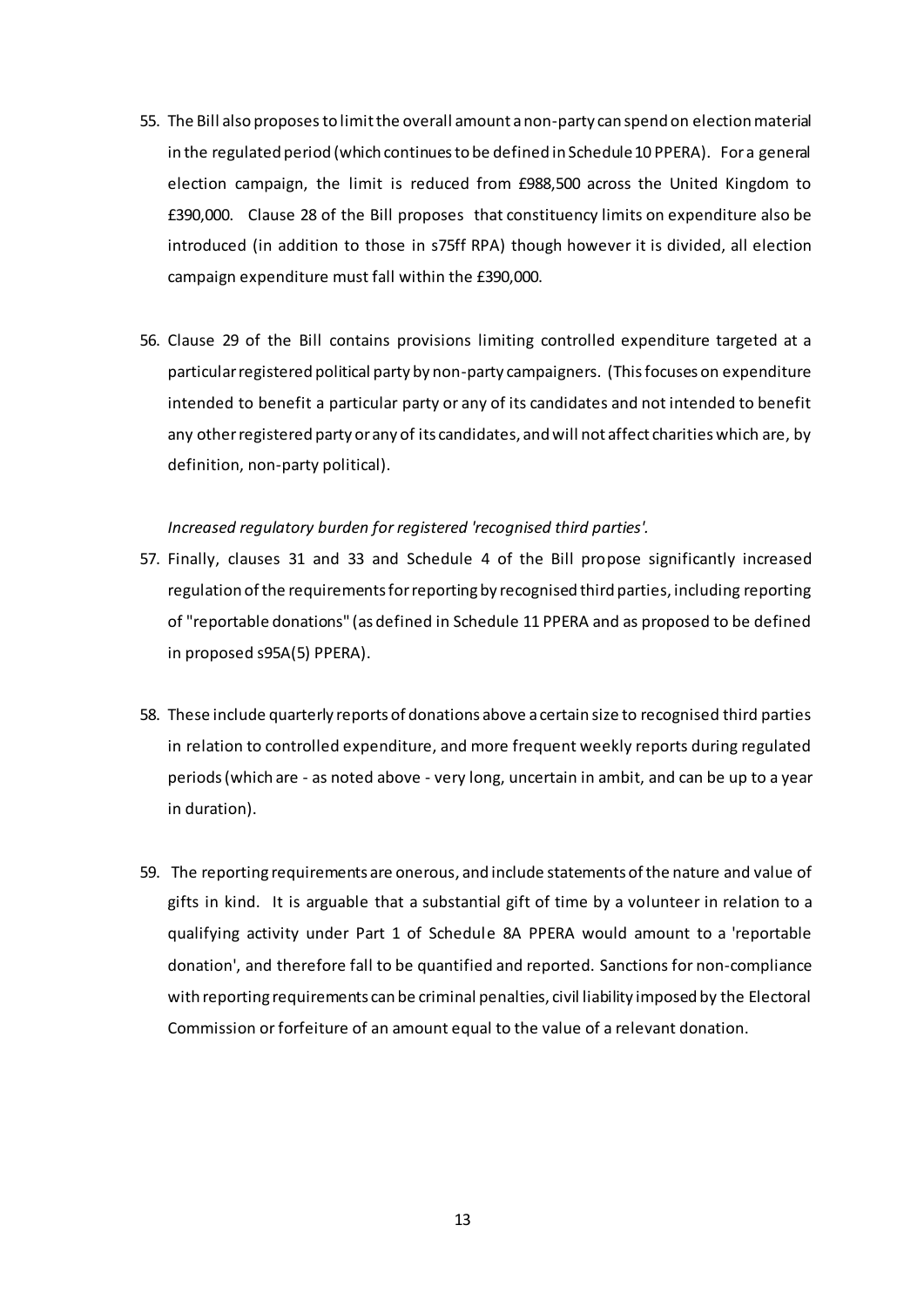55. The Bill also proposes to limit the overall amount a non-party can spend on election material in the regulated period (which continues to be defined in Schedule 10 PPERA). For a general election campaign, the limit is reduced from £988,500 across the United Kingdom to £390,000. Clause 28 of the Bill proposes that constituency limits on expenditure also be introduced (in addition to those in s75ff RPA) though however it is divided, all election campaign expenditure must fall within the £390,000.

56. Clause 29 of the Bill contains provisions limiting controlled expenditure targeted at a particular registered political party by non-party campaigners. (This focuses on expenditure intended to benefit a particular party or any of its candidates and not intended to benefit any other registered party or any of its candidates, and will not affect charities which are, by definition, non-party political).

*Increased regulatory burden for registered 'recognised third parties'.*

57. Finally, clauses 31 and 33 and Schedule 4 of the Bill propose significantly increased regulation of the requirements for reporting by recognised third parties, including reporting of "reportable donations" (as defined in Schedule 11 PPERA and as proposed to be defined in proposed s95A(5) PPERA).

58. These include quarterly reports of donations above a certain size to recognised third parties in relation to controlled expenditure, and more frequent weekly reports during regulated periods (which are - as noted above - very long, uncertain in ambit, and can be up to a year in duration).

59. The reporting requirements are onerous, and include statements of the nature and value of gifts in kind. It is arguable that a substantial gift of time by a volunteer in relation to a qualifying activity under Part 1 of Schedule 8A PPERA would amount to a 'reportable donation', and therefore fall to be quantified and reported. Sanctions for non-compliance with reporting requirements can be criminal penalties, civil liability imposed by the Electoral Commission or forfeiture of an amount equal to the value of a relevant donation.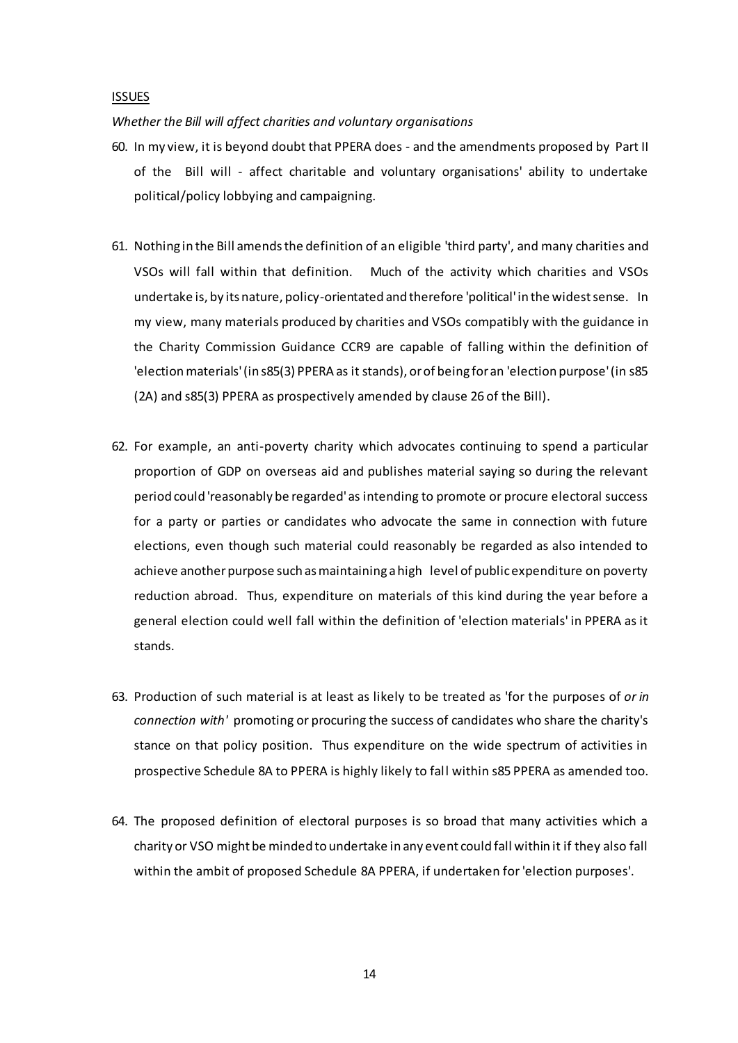<u>ISSUES</u>

*Whether the Bill will affect charities and voluntary organisations*

60. In my view, it is beyond doubt that PPERA does - and the amendments proposed by Part II of the Bill will - affect charitable and voluntary organisations' ability to undertake political/policy lobbying and campaigning.

61. Nothing in the Bill amends the definition of an eligible 'third party', and many charities and VSOs will fall within that definition. Much of the activity which charities and VSOs undertake is, by its nature, policy-orientated and therefore 'political' in the widest sense. In my view, many materials produced by charities and VSOs compatibly with the guidance in the Charity Commission Guidance CCR9 are capable of falling within the definition of 'election materials' (in s85(3) PPERA as it stands), or of being for an 'election purpose' (in s85 (2A) and s85(3) PPERA as prospectively amended by clause 26 of the Bill).

62. For example, an anti-poverty charity which advocates continuing to spend a particular proportion of GDP on overseas aid and publishes material saying so during the relevant period could 'reasonably be regarded' as intending to promote or procure electoral success for a party or parties or candidates who advocate the same in connection with future elections, even though such material could reasonably be regarded as also intended to achieve another purpose such as maintaining a high level of public expenditure on poverty reduction abroad. Thus, expenditure on materials of this kind during the year before a general election could well fall within the definition of 'election materials' in PPERA as it stands.

63. Production of such material is at least as likely to be treated as 'for the purposes of *or in connection with'* promoting or procuring the success of candidates who share the charity's stance on that policy position. Thus expenditure on the wide spectrum of activities in prospective Schedule 8A to PPERA is highly likely to fall within s85 PPERA as amended too.

64. The proposed definition of electoral purposes is so broad that many activities which a charity or VSO might be minded to undertake in any event could fall within it if they also fall within the ambit of proposed Schedule 8A PPERA, if undertaken for 'election purposes'.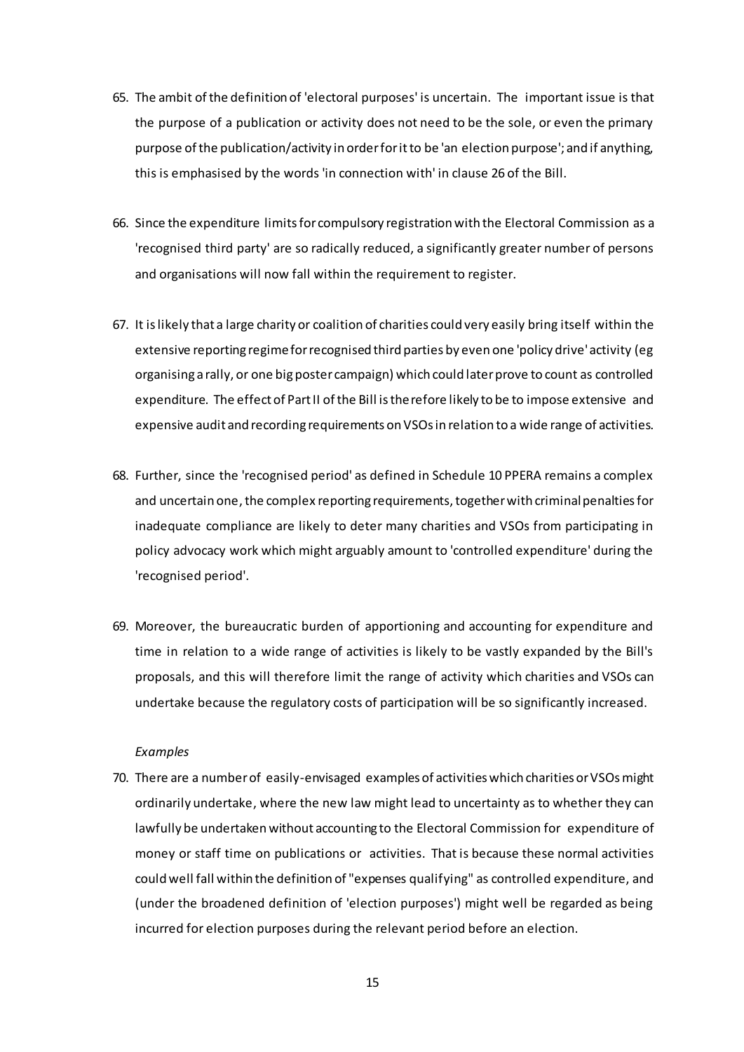65. The ambit of the definition of 'electoral purposes' is uncertain. The important issue is that the purpose of a publication or activity does not need to be the sole, or even the primary purpose of the publication/activity in order for it to be 'an election purpose'; and if anything, this is emphasised by the words 'in connection with' in clause 26 of the Bill.

66. Since the expenditure limits for compulsory registration with the Electoral Commission as a 'recognised third party' are so radically reduced, a significantly greater number of persons and organisations will now fall within the requirement to register.

67. It is likely that a large charity or coalition of charities could very easily bring itself within the extensive reporting regime for recognised third parties by even one 'policy drive' activity (eg organising a rally, or one big poster campaign) which could later prove to count as controlled expenditure. The effect of Part II of the Bill is therefore likely to be to impose extensive and expensive audit and recording requirements on VSOs in relation to a wide range of activities.

68. Further, since the 'recognised period' as defined in Schedule 10 PPERA remains a complex and uncertain one, the complex reporting requirements, together with criminal penalties for inadequate compliance are likely to deter many charities and VSOs from participating in policy advocacy work which might arguably amount to 'controlled expenditure' during the 'recognised period'.

69. Moreover, the bureaucratic burden of apportioning and accounting for expenditure and time in relation to a wide range of activities is likely to be vastly expanded by the Bill's proposals, and this will therefore limit the range of activity which charities and VSOs can undertake because the regulatory costs of participation will be so significantly increased.

*Examples*

70. There are a number of easily-envisaged examples of activities which charities or VSOs might ordinarily undertake, where the new law might lead to uncertainty as to whether they can lawfully be undertaken without accounting to the Electoral Commission for expenditure of money or staff time on publications or activities. That is because these normal activities could well fall within the definition of "expenses qualifying" as controlled expenditure, and (under the broadened definition of 'election purposes') might well be regarded as being incurred for election purposes during the relevant period before an election.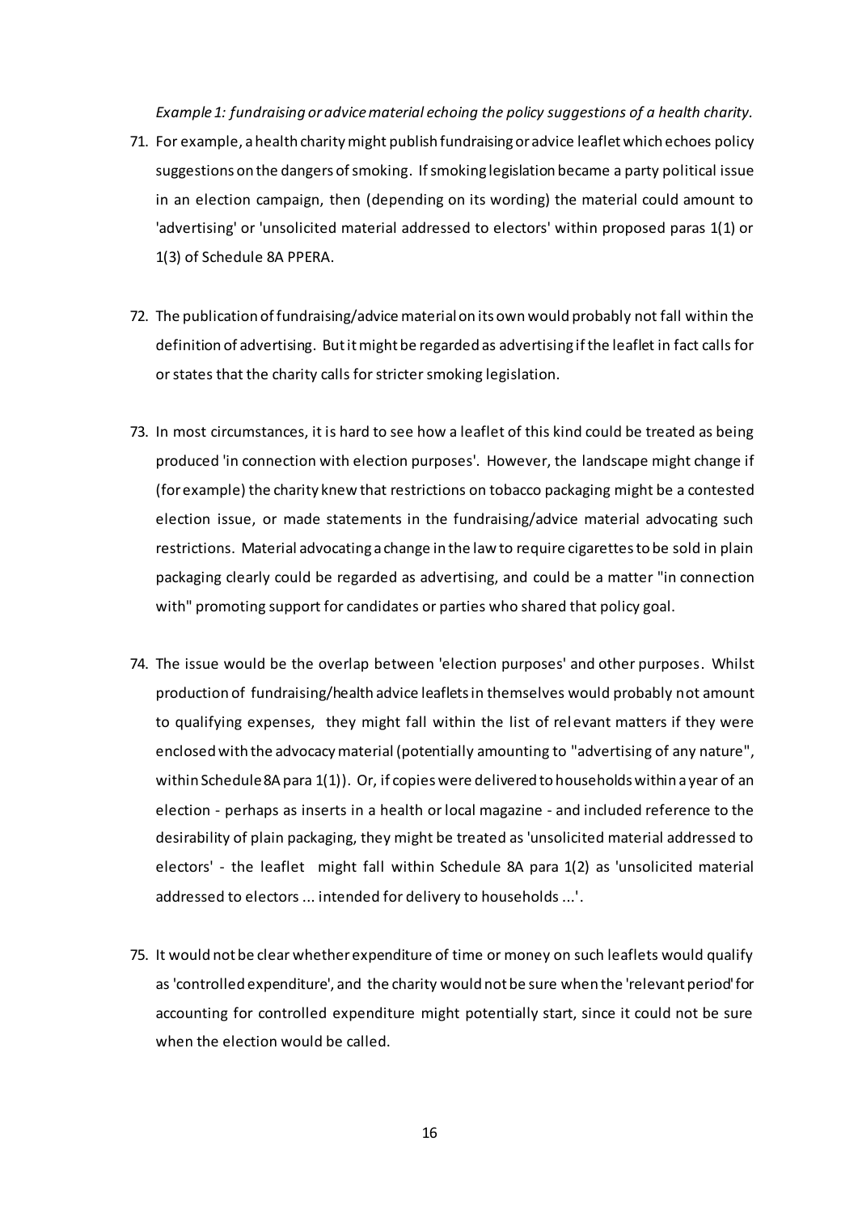*Example 1: fundraising or advice material echoing the policy suggestions of a health charity.*

71. For example, a health charity might publish fundraising or advice leaflet which echoes policy suggestions on the dangers of smoking. If smoking legislation became a party political issue in an election campaign, then (depending on its wording) the material could amount to 'advertising' or 'unsolicited material addressed to electors' within proposed paras 1(1) or 1(3) of Schedule 8A PPERA.

72. The publication of fundraising/advice material on its own would probably not fall within the definition of advertising. But it might be regarded as advertising if the leaflet in fact calls for or states that the charity calls for stricter smoking legislation.

73. In most circumstances, it is hard to see how a leaflet of this kind could be treated as being produced 'in connection with election purposes'. However, the landscape might change if (for example) the charity knew that restrictions on tobacco packaging might be a contested election issue, or made statements in the fundraising/advice material advocating such restrictions. Material advocating a change in the law to require cigarettes to be sold in plain packaging clearly could be regarded as advertising, and could be a matter "in connection with" promoting support for candidates or parties who shared that policy goal.

74. The issue would be the overlap between 'election purposes' and other purposes. Whilst production of fundraising/health advice leaflets in themselves would probably not amount to qualifying expenses, they might fall within the list of relevant matters if they were enclosed with the advocacy material (potentially amounting to "advertising of any nature", within Schedule 8A para 1(1)). Or, if copies were delivered to households within a year of an election - perhaps as inserts in a health or local magazine - and included reference to the desirability of plain packaging, they might be treated as 'unsolicited material addressed to electors' - the leaflet might fall within Schedule 8A para 1(2) as 'unsolicited material addressed to electors ... intended for delivery to households ...'.

75. It would not be clear whether expenditure of time or money on such leaflets would qualify as 'controlled expenditure', and the charity would not be sure when the 'relevant period' for accounting for controlled expenditure might potentially start, since it could not be sure when the election would be called.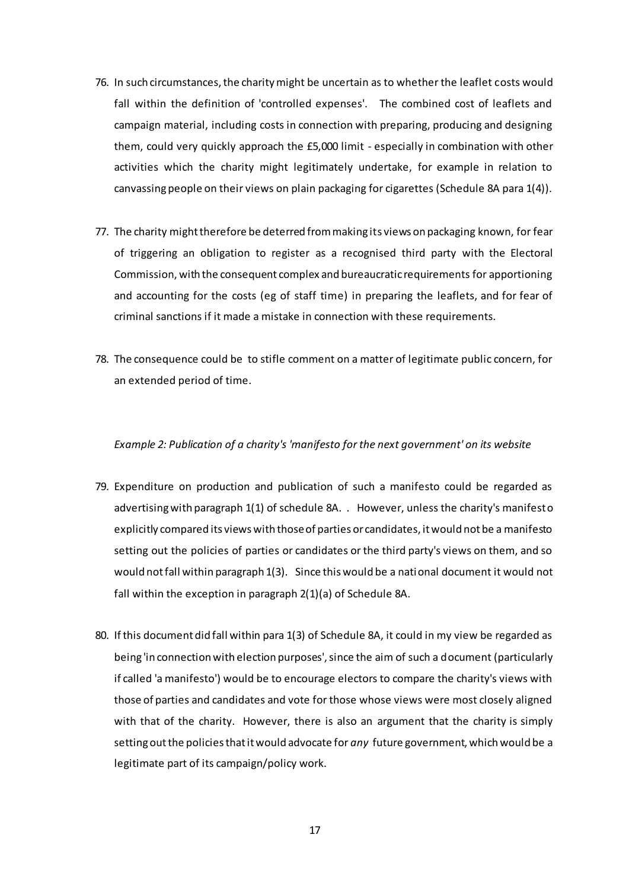76. In such circumstances, the charity might be uncertain as to whether the leaflet costs would fall within the definition of 'controlled expenses'. The combined cost of leaflets and campaign material, including costs in connection with preparing, producing and designing them, could very quickly approach the £5,000 limit - especially in combination with other activities which the charity might legitimately undertake, for example in relation to canvassing people on their views on plain packaging for cigarettes (Schedule 8A para 1(4)).

77. The charity might therefore be deterred from making its views on packaging known, for fear of triggering an obligation to register as a recognised third party with the Electoral Commission, with the consequent complex and bureaucratic requirements for apportioning and accounting for the costs (eg of staff time) in preparing the leaflets, and for fear of criminal sanctions if it made a mistake in connection with these requirements.

78. The consequence could be to stifle comment on a matter of legitimate public concern, for an extended period of time.

*Example 2: Publication of a charity's 'manifesto for the next government' on its website*

79. Expenditure on production and publication of such a manifesto could be regarded as advertising with paragraph 1(1) of schedule 8A. . However, unless the charity's manifesto explicitly compared its views with those of parties or candidates, it would not be a manifesto setting out the policies of parties or candidates or the third party's views on them, and so would not fall within paragraph 1(3). Since this would be a national document it would not fall within the exception in paragraph 2(1)(a) of Schedule 8A.

80. If this document did fall within para 1(3) of Schedule 8A, it could in my view be regarded as being 'in connection with election purposes', since the aim of such a document (particularly if called 'a manifesto') would be to encourage electors to compare the charity's views with those of parties and candidates and vote for those whose views were most closely aligned with that of the charity. However, there is also an argument that the charity is simply setting out the policies that it would advocate for *any* future government, which would be a legitimate part of its campaign/policy work.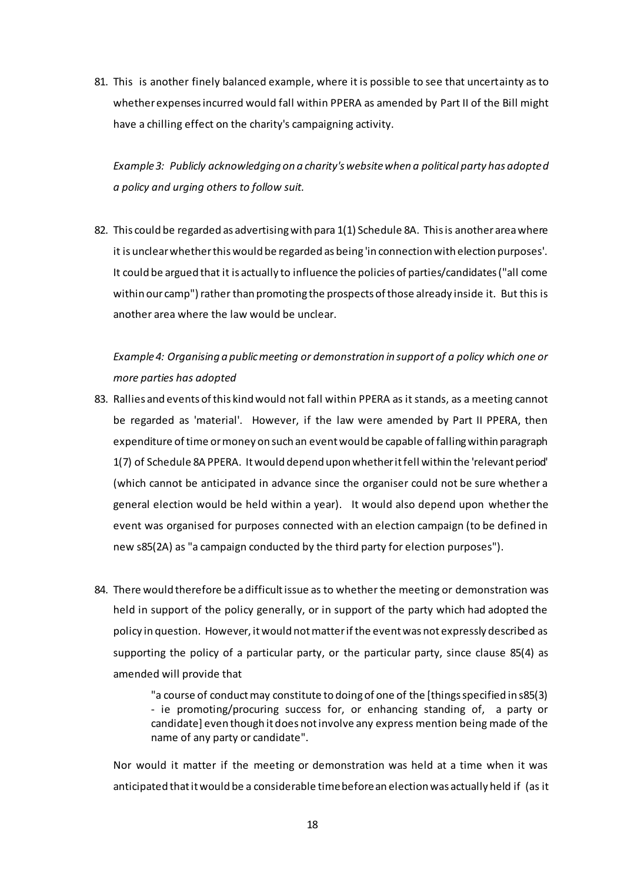81. This is another finely balanced example, where it is possible to see that uncertainty as to whether expenses incurred would fall within PPERA as amended by Part II of the Bill might have a chilling effect on the charity's campaigning activity.

*Example 3: Publicly acknowledging on a charity's website when a political party has adopted a policy and urging others to follow suit.*

82. This could be regarded as advertising with para 1(1) Schedule 8A. This is another area where it is unclear whether this would be regarded as being 'in connection with election purposes'. It could be argued that it is actually to influence the policies of parties/candidates ("all come within our camp") rather than promoting the prospects of those already inside it. But this is another area where the law would be unclear.

*Example 4: Organising a public meeting or demonstration in support of a policy which one or more parties has adopted*

83. Rallies and events of this kind would not fall within PPERA as it stands, as a meeting cannot be regarded as 'material'. However, if the law were amended by Part II PPERA, then expenditure of time or money on such an event would be capable of falling within paragraph 1(7) of Schedule 8A PPERA. It would depend upon whether it fell within the 'relevant period' (which cannot be anticipated in advance since the organiser could not be sure whether a general election would be held within a year). It would also depend upon whether the event was organised for purposes connected with an election campaign (to be defined in new s85(2A) as "a campaign conducted by the third party for election purposes").

84. There would therefore be a difficult issue as to whether the meeting or demonstration was held in support of the policy generally, or in support of the party which had adopted the policy in question. However, it would not matter if the event was not expressly described as supporting the policy of a particular party, or the particular party, since clause 85(4) as amended will provide that

> "a course of conduct may constitute to doing of one of the [things specified in s85(3) - ie promoting/procuring success for, or enhancing standing of, a party or candidate] even though it does not involve any express mention being made of the name of any party or candidate".

Nor would it matter if the meeting or demonstration was held at a time when it was anticipated that it would be a considerable time before an election was actually held if (as it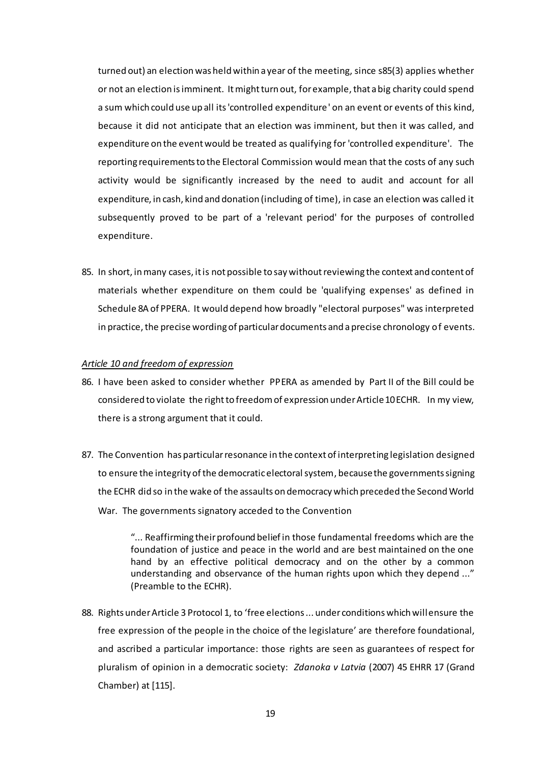turned out) an election was held within a year of the meeting, since s85(3) applies whether or not an election is imminent. It might turn out, for example, that a big charity could spend a sum which could use up all its 'controlled expenditure' on an event or events of this kind, because it did not anticipate that an election was imminent, but then it was called, and expenditure on the event would be treated as qualifying for 'controlled expenditure'. The reporting requirements to the Electoral Commission would mean that the costs of any such activity would be significantly increased by the need to audit and account for all expenditure, in cash, kind and donation (including of time), in case an election was called it subsequently proved to be part of a 'relevant period' for the purposes of controlled expenditure.

85. In short, in many cases, it is not possible to say without reviewing the context and content of materials whether expenditure on them could be 'qualifying expenses' as defined in Schedule 8A of PPERA. It would depend how broadly "electoral purposes" was interpreted in practice, the precise wording of particular documents and a precise chronology of events.

*Article 10 and freedom of expression*

86. I have been asked to consider whether PPERA as amended by Part II of the Bill could be considered to violate the right to freedom of expression under Article 10 ECHR. In my view, there is a strong argument that it could.

87. The Convention has particular resonance in the context of interpreting legislation designed to ensure the integrity of the democratic electoral system, because the governments signing the ECHR did so in the wake of the assaults on democracy which preceded the Second World War. The governments signatory acceded to the Convention

> "... Reaffirming their profound belief in those fundamental freedoms which are the foundation of justice and peace in the world and are best maintained on the one hand by an effective political democracy and on the other by a common understanding and observance of the human rights upon which they depend ..." (Preamble to the ECHR).

88. Rights under Article 3 Protocol 1, to 'free elections ... under conditions which will ensure the free expression of the people in the choice of the legislature' are therefore foundational, and ascribed a particular importance: those rights are seen as guarantees of respect for pluralism of opinion in a democratic society: *Zdanoka v Latvia* (2007) 45 EHRR 17 (Grand Chamber) at [115].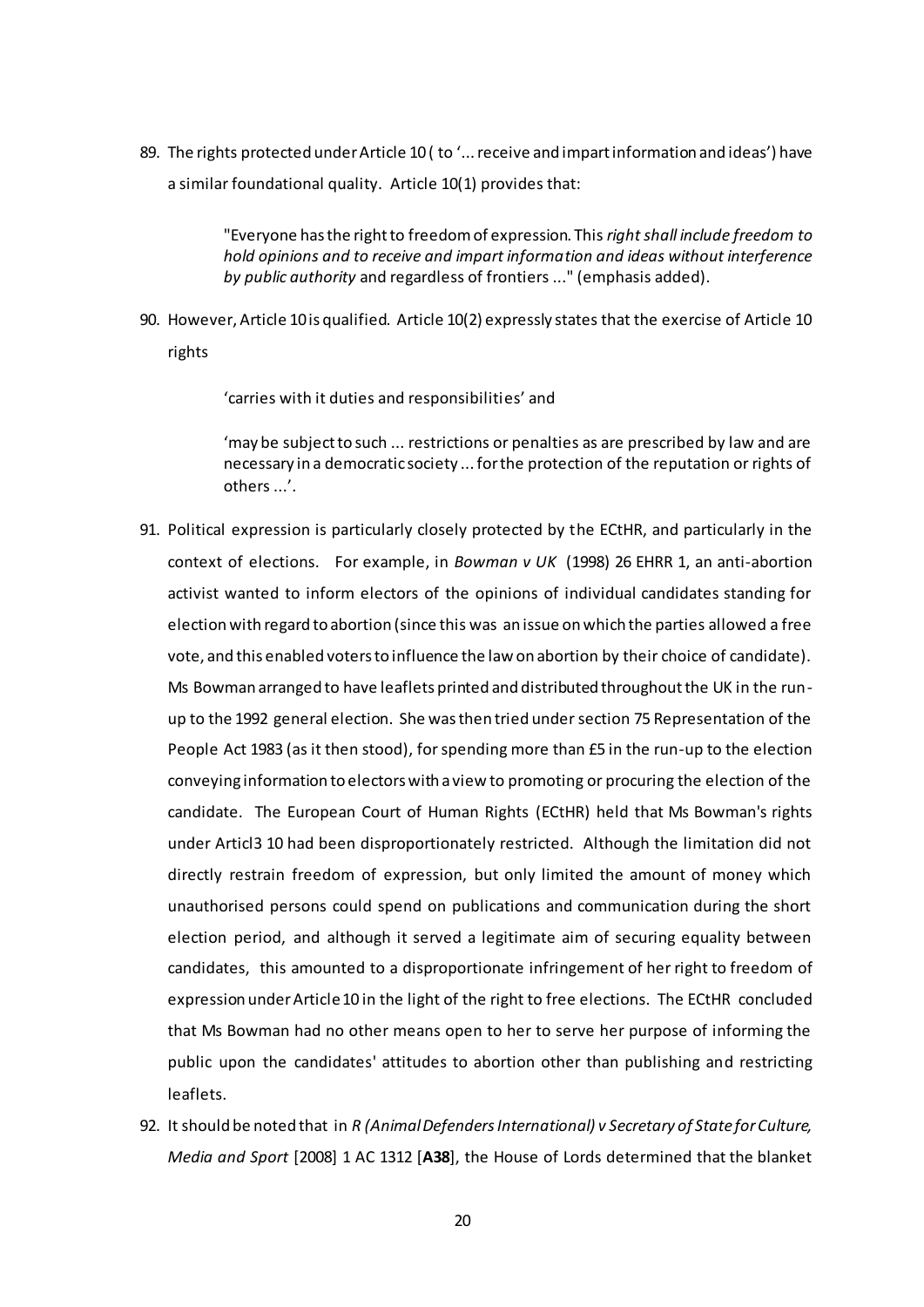89. The rights protected under Article 10 ( to '... receive and impart information and ideas') have a similar foundational quality. Article 10(1) provides that:

> "Everyone has the right to freedom of expression. This *right shall include freedom to hold opinions and to receive and impart information and ideas without interference by public authority* and regardless of frontiers ..." (emphasis added).

90. However, Article 10 is qualified. Article 10(2) expressly states that the exercise of Article 10 rights

> 'carries with it duties and responsibilities' and
>
> 'may be subject to such ... restrictions or penalties as are prescribed by law and are necessary in a democratic society ... for the protection of the reputation or rights of others ...'.

91. Political expression is particularly closely protected by the ECtHR, and particularly in the context of elections. For example, in *Bowman v UK* (1998) 26 EHRR 1, an anti-abortion activist wanted to inform electors of the opinions of individual candidates standing for election with regard to abortion (since this was an issue on which the parties allowed a free vote, and this enabled voters to influence the law on abortion by their choice of candidate). Ms Bowman arranged to have leaflets printed and distributed throughout the UK in the run-up to the 1992 general election. She was then tried under section 75 Representation of the People Act 1983 (as it then stood), for spending more than £5 in the run-up to the election conveying information to electors with a view to promoting or procuring the election of the candidate. The European Court of Human Rights (ECtHR) held that Ms Bowman's rights under Articl3 10 had been disproportionately restricted. Although the limitation did not directly restrain freedom of expression, but only limited the amount of money which unauthorised persons could spend on publications and communication during the short election period, and although it served a legitimate aim of securing equality between candidates, this amounted to a disproportionate infringement of her right to freedom of expression under Article 10 in the light of the right to free elections. The ECtHR concluded that Ms Bowman had no other means open to her to serve her purpose of informing the public upon the candidates' attitudes to abortion other than publishing and restricting leaflets.

92. It should be noted that in *R (Animal Defenders International) v Secretary of State for Culture, Media and Sport* [2008] 1 AC 1312 [**A38**], the House of Lords determined that the blanket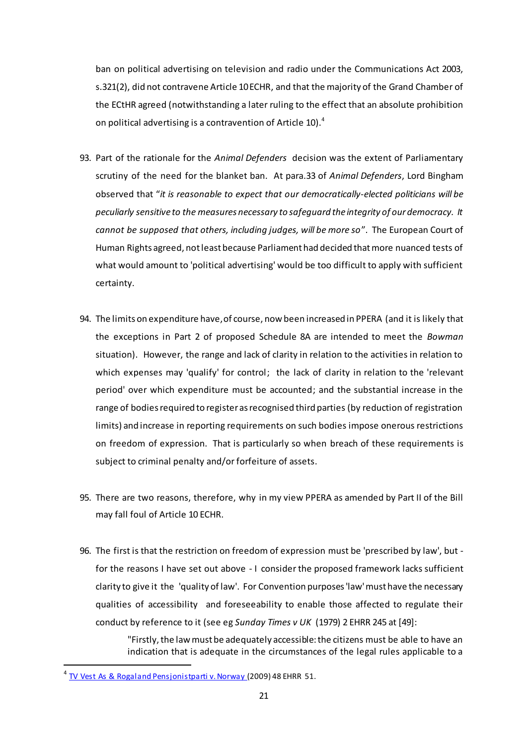ban on political advertising on television and radio under the Communications Act 2003, s.321(2), did not contravene Article 10 ECHR, and that the majority of the Grand Chamber of the ECtHR agreed (notwithstanding a later ruling to the effect that an absolute prohibition on political advertising is a contravention of Article 10).[4]

93. Part of the rationale for the *Animal Defenders* decision was the extent of Parliamentary scrutiny of the need for the blanket ban. At para.33 of *Animal Defenders*, Lord Bingham observed that "*it is reasonable to expect that our democratically-elected politicians will be peculiarly sensitive to the measures necessary to safeguard the integrity of our democracy. It cannot be supposed that others, including judges, will be more so*". The European Court of Human Rights agreed, not least because Parliament had decided that more nuanced tests of what would amount to 'political advertising' would be too difficult to apply with sufficient certainty.

94. The limits on expenditure have, of course, now been increased in PPERA (and it is likely that the exceptions in Part 2 of proposed Schedule 8A are intended to meet the *Bowman* situation). However, the range and lack of clarity in relation to the activities in relation to which expenses may 'qualify' for control; the lack of clarity in relation to the 'relevant period' over which expenditure must be accounted; and the substantial increase in the range of bodies required to register as recognised third parties (by reduction of registration limits) and increase in reporting requirements on such bodies impose onerous restrictions on freedom of expression. That is particularly so when breach of these requirements is subject to criminal penalty and/or forfeiture of assets.

95. There are two reasons, therefore, why in my view PPERA as amended by Part II of the Bill may fall foul of Article 10 ECHR.

96. The first is that the restriction on freedom of expression must be 'prescribed by law', but - for the reasons I have set out above - I consider the proposed framework lacks sufficient clarity to give it the 'quality of law'. For Convention purposes 'law' must have the necessary qualities of accessibility and foreseeability to enable those affected to regulate their conduct by reference to it (see eg *Sunday Times v UK* (1979) 2 EHRR 245 at [49]:

> "Firstly, the law must be adequately accessible: the citizens must be able to have an indication that is adequate in the circumstances of the legal rules applicable to a

---

[4] TV Vest As & Rogaland Pensjonistparti v. Norway (2009) 48 EHRR 51.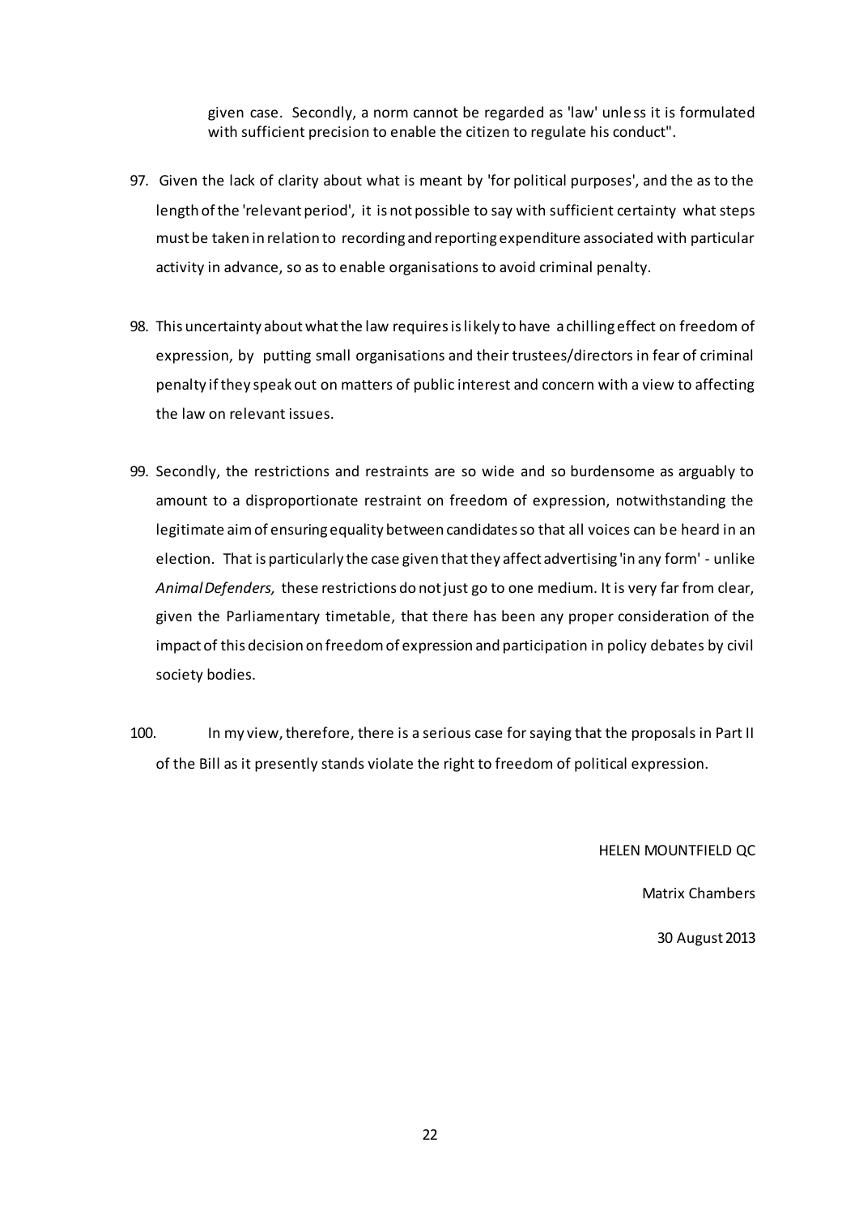given case. Secondly, a norm cannot be regarded as 'law' unless it is formulated with sufficient precision to enable the citizen to regulate his conduct".

97. Given the lack of clarity about what is meant by 'for political purposes', and the as to the length of the 'relevant period', it is not possible to say with sufficient certainty what steps must be taken in relation to recording and reporting expenditure associated with particular activity in advance, so as to enable organisations to avoid criminal penalty.

98. This uncertainty about what the law requires is likely to have a chilling effect on freedom of expression, by putting small organisations and their trustees/directors in fear of criminal penalty if they speak out on matters of public interest and concern with a view to affecting the law on relevant issues.

99. Secondly, the restrictions and restraints are so wide and so burdensome as arguably to amount to a disproportionate restraint on freedom of expression, notwithstanding the legitimate aim of ensuring equality between candidates so that all voices can be heard in an election. That is particularly the case given that they affect advertising 'in any form' - unlike *Animal Defenders,* these restrictions do not just go to one medium. It is very far from clear, given the Parliamentary timetable, that there has been any proper consideration of the impact of this decision on freedom of expression and participation in policy debates by civil society bodies.

100. In my view, therefore, there is a serious case for saying that the proposals in Part II of the Bill as it presently stands violate the right to freedom of political expression.

HELEN MOUNTFIELD QC

Matrix Chambers

30 August 2013